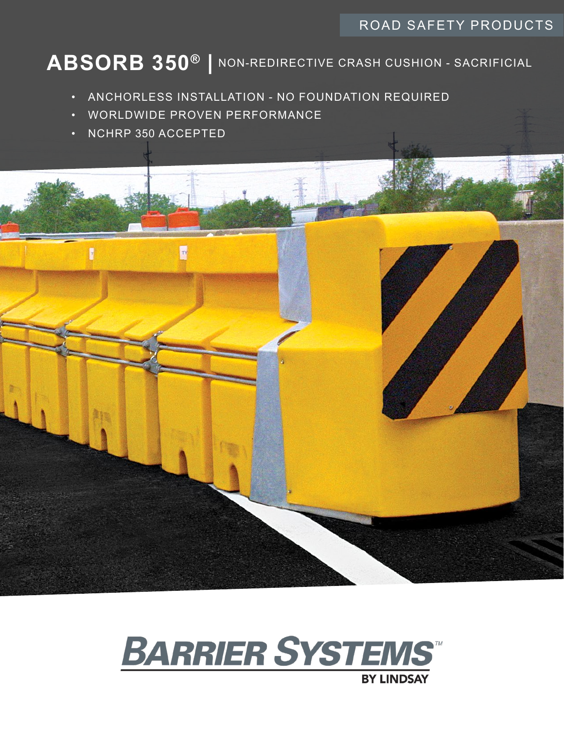ROAD SAFETY PRODUCTS

# ABSORB 350® | NON-REDIRECTIVE CRASH CUSHION - SACRIFICIAL

- ANCHORLESS INSTALLATION - NO FOUNDATION REQUIRED
- WORLDWIDE PROVEN PERFORMANCE
- NCHRP 350 ACCEPTED

BARRIER SYSTEMS™ BY LINDSAY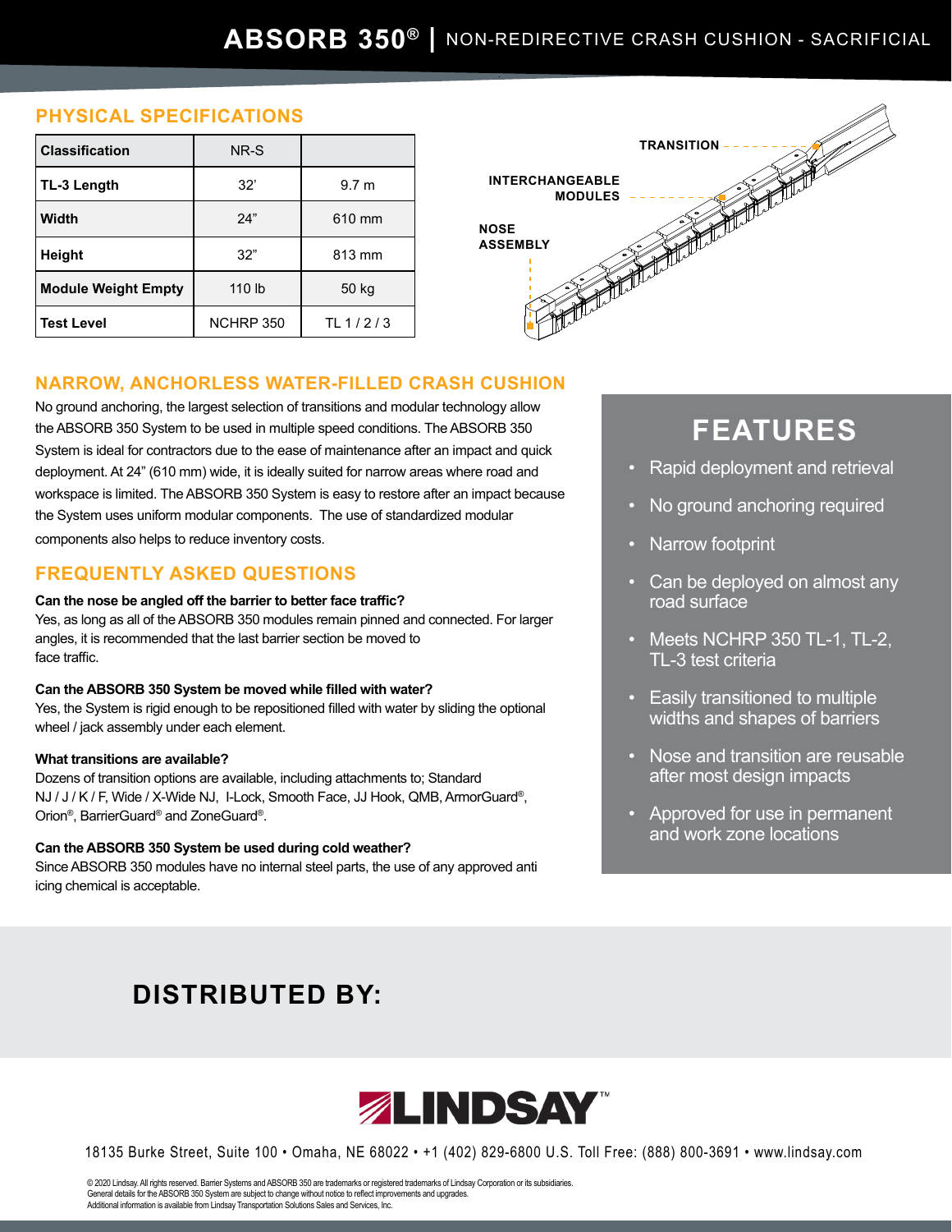# ABSORB 350® | NON-REDIRECTIVE CRASH CUSHION - SACRIFICIAL

## PHYSICAL SPECIFICATIONS

| | | |
|---|---|---|
| **Classification** | NR-S | |
| **TL-3 Length** | 32' | 9.7 m |
| **Width** | 24" | 610 mm |
| **Height** | 32" | 813 mm |
| **Module Weight Empty** | 110 lb | 50 kg |
| **Test Level** | NCHRP 350 | TL 1 / 2 / 3 |

TRANSITION

INTERCHANGEABLE MODULES

NOSE ASSEMBLY

## NARROW, ANCHORLESS WATER-FILLED CRASH CUSHION

No ground anchoring, the largest selection of transitions and modular technology allow the ABSORB 350 System to be used in multiple speed conditions. The ABSORB 350 System is ideal for contractors due to the ease of maintenance after an impact and quick deployment. At 24" (610 mm) wide, it is ideally suited for narrow areas where road and workspace is limited. The ABSORB 350 System is easy to restore after an impact because the System uses uniform modular components. The use of standardized modular components also helps to reduce inventory costs.

## FREQUENTLY ASKED QUESTIONS

**Can the nose be angled off the barrier to better face traffic?**
Yes, as long as all of the ABSORB 350 modules remain pinned and connected. For larger angles, it is recommended that the last barrier section be moved to face traffic.

**Can the ABSORB 350 System be moved while filled with water?**
Yes, the System is rigid enough to be repositioned filled with water by sliding the optional wheel / jack assembly under each element.

**What transitions are available?**
Dozens of transition options are available, including attachments to; Standard NJ / J / K / F, Wide / X-Wide NJ, I-Lock, Smooth Face, JJ Hook, QMB, ArmorGuard®, Orion®, BarrierGuard® and ZoneGuard®.

**Can the ABSORB 350 System be used during cold weather?**
Since ABSORB 350 modules have no internal steel parts, the use of any approved anti icing chemical is acceptable.

## FEATURES

- Rapid deployment and retrieval
- No ground anchoring required
- Narrow footprint
- Can be deployed on almost any road surface
- Meets NCHRP 350 TL-1, TL-2, TL-3 test criteria
- Easily transitioned to multiple widths and shapes of barriers
- Nose and transition are reusable after most design impacts
- Approved for use in permanent and work zone locations

## DISTRIBUTED BY:

LINDSAY™

18135 Burke Street, Suite 100 • Omaha, NE 68022 • +1 (402) 829-6800 U.S. Toll Free: (888) 800-3691 • www.lindsay.com

© 2020 Lindsay. All rights reserved. Barrier Systems and ABSORB 350 are trademarks or registered trademarks of Lindsay Corporation or its subsidiaries.
General details for the ABSORB 350 System are subject to change without notice to reflect improvements and upgrades.
Additional information is available from Lindsay Transportation Solutions Sales and Services, Inc.